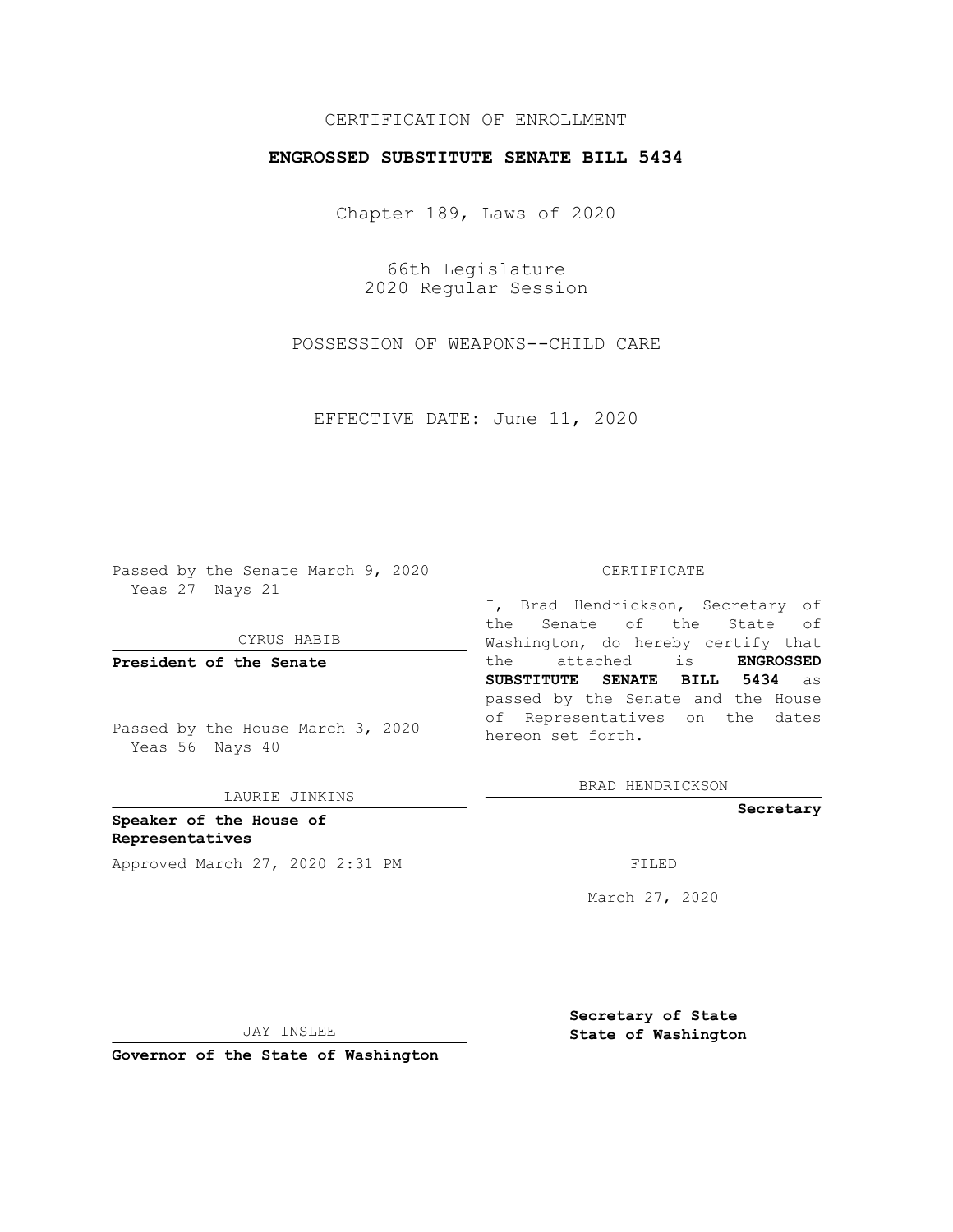CERTIFICATION OF ENROLLMENT

**ENGROSSED SUBSTITUTE SENATE BILL 5434**

Chapter 189, Laws of 2020

66th Legislature
2020 Regular Session

POSSESSION OF WEAPONS--CHILD CARE

EFFECTIVE DATE: June 11, 2020

Passed by the Senate March 9, 2020
Yeas 27 Nays 21

CYRUS HABIB

**President of the Senate**

Passed by the House March 3, 2020
Yeas 56 Nays 40

LAURIE JINKINS

**Speaker of the House of Representatives**

Approved March 27, 2020 2:31 PM

JAY INSLEE

**Governor of the State of Washington**

CERTIFICATE

I, Brad Hendrickson, Secretary of the Senate of the State of Washington, do hereby certify that the attached is **ENGROSSED SUBSTITUTE SENATE BILL 5434** as passed by the Senate and the House of Representatives on the dates hereon set forth.

BRAD HENDRICKSON

**Secretary**

FILED

March 27, 2020

**Secretary of State**
**State of Washington**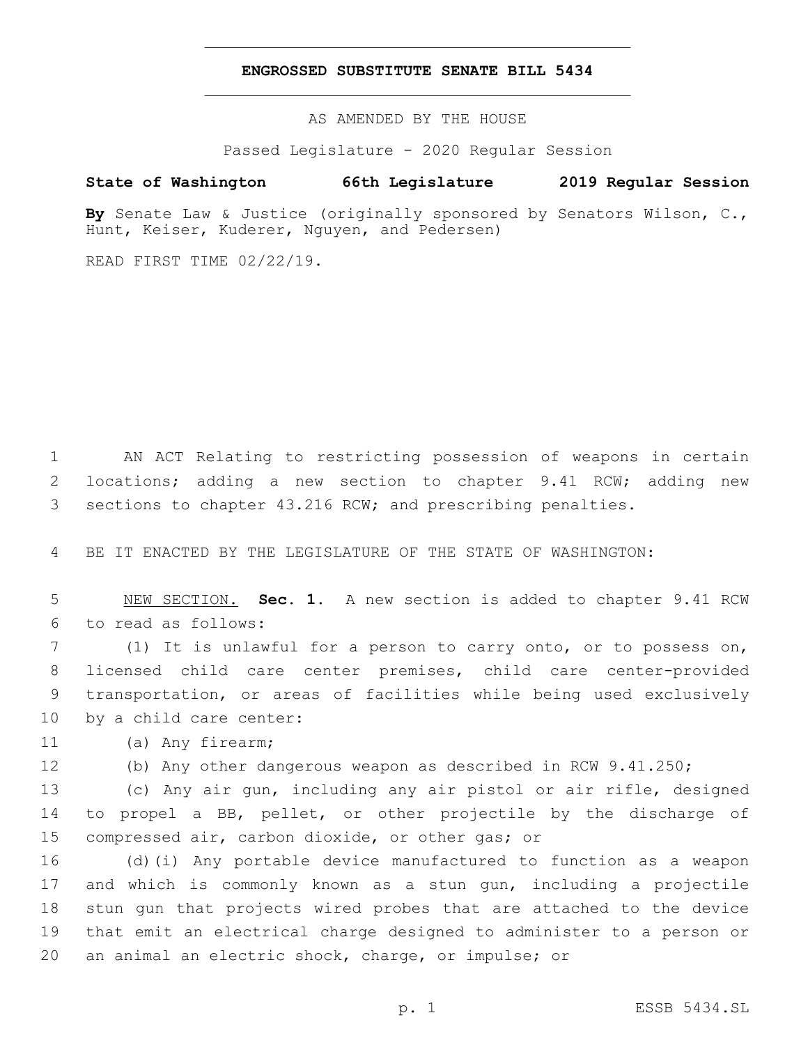# ENGROSSED SUBSTITUTE SENATE BILL 5434

AS AMENDED BY THE HOUSE

Passed Legislature - 2020 Regular Session

**State of Washington 66th Legislature 2019 Regular Session**

**By** Senate Law & Justice (originally sponsored by Senators Wilson, C., Hunt, Keiser, Kuderer, Nguyen, and Pedersen)

READ FIRST TIME 02/22/19.

AN ACT Relating to restricting possession of weapons in certain locations; adding a new section to chapter 9.41 RCW; adding new sections to chapter 43.216 RCW; and prescribing penalties.

BE IT ENACTED BY THE LEGISLATURE OF THE STATE OF WASHINGTON:

NEW SECTION. **Sec. 1.** A new section is added to chapter 9.41 RCW to read as follows:

(1) It is unlawful for a person to carry onto, or to possess on, licensed child care center premises, child care center-provided transportation, or areas of facilities while being used exclusively by a child care center:

(a) Any firearm;

(b) Any other dangerous weapon as described in RCW 9.41.250;

(c) Any air gun, including any air pistol or air rifle, designed to propel a BB, pellet, or other projectile by the discharge of compressed air, carbon dioxide, or other gas; or

(d)(i) Any portable device manufactured to function as a weapon and which is commonly known as a stun gun, including a projectile stun gun that projects wired probes that are attached to the device that emit an electrical charge designed to administer to a person or an animal an electric shock, charge, or impulse; or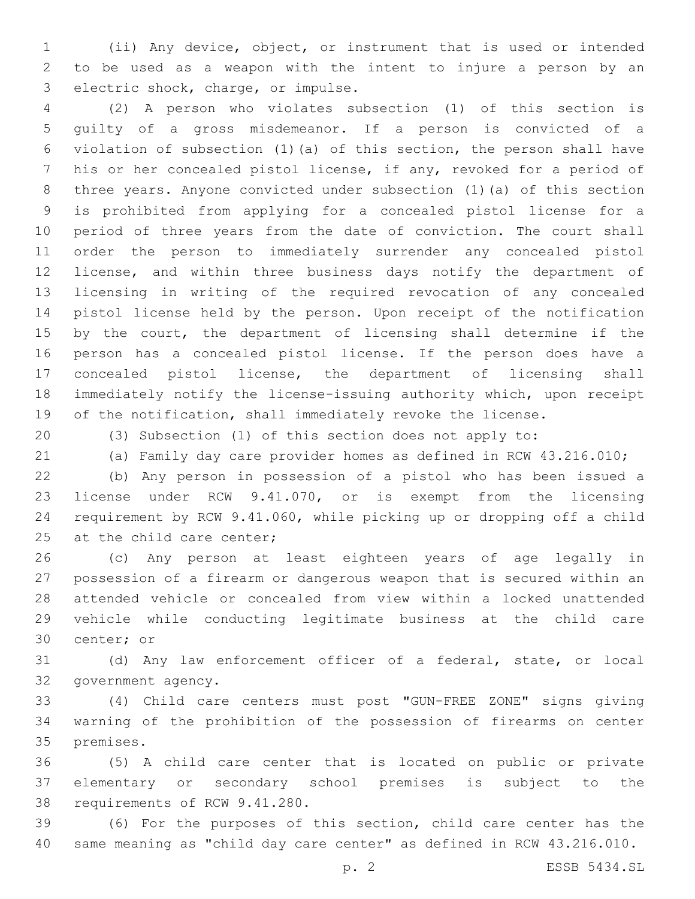(ii) Any device, object, or instrument that is used or intended to be used as a weapon with the intent to injure a person by an electric shock, charge, or impulse.

(2) A person who violates subsection (1) of this section is guilty of a gross misdemeanor. If a person is convicted of a violation of subsection (1)(a) of this section, the person shall have his or her concealed pistol license, if any, revoked for a period of three years. Anyone convicted under subsection (1)(a) of this section is prohibited from applying for a concealed pistol license for a period of three years from the date of conviction. The court shall order the person to immediately surrender any concealed pistol license, and within three business days notify the department of licensing in writing of the required revocation of any concealed pistol license held by the person. Upon receipt of the notification by the court, the department of licensing shall determine if the person has a concealed pistol license. If the person does have a concealed pistol license, the department of licensing shall immediately notify the license-issuing authority which, upon receipt of the notification, shall immediately revoke the license.

(3) Subsection (1) of this section does not apply to:

(a) Family day care provider homes as defined in RCW 43.216.010;

(b) Any person in possession of a pistol who has been issued a license under RCW 9.41.070, or is exempt from the licensing requirement by RCW 9.41.060, while picking up or dropping off a child at the child care center;

(c) Any person at least eighteen years of age legally in possession of a firearm or dangerous weapon that is secured within an attended vehicle or concealed from view within a locked unattended vehicle while conducting legitimate business at the child care center; or

(d) Any law enforcement officer of a federal, state, or local government agency.

(4) Child care centers must post "GUN-FREE ZONE" signs giving warning of the prohibition of the possession of firearms on center premises.

(5) A child care center that is located on public or private elementary or secondary school premises is subject to the requirements of RCW 9.41.280.

(6) For the purposes of this section, child care center has the same meaning as "child day care center" as defined in RCW 43.216.010.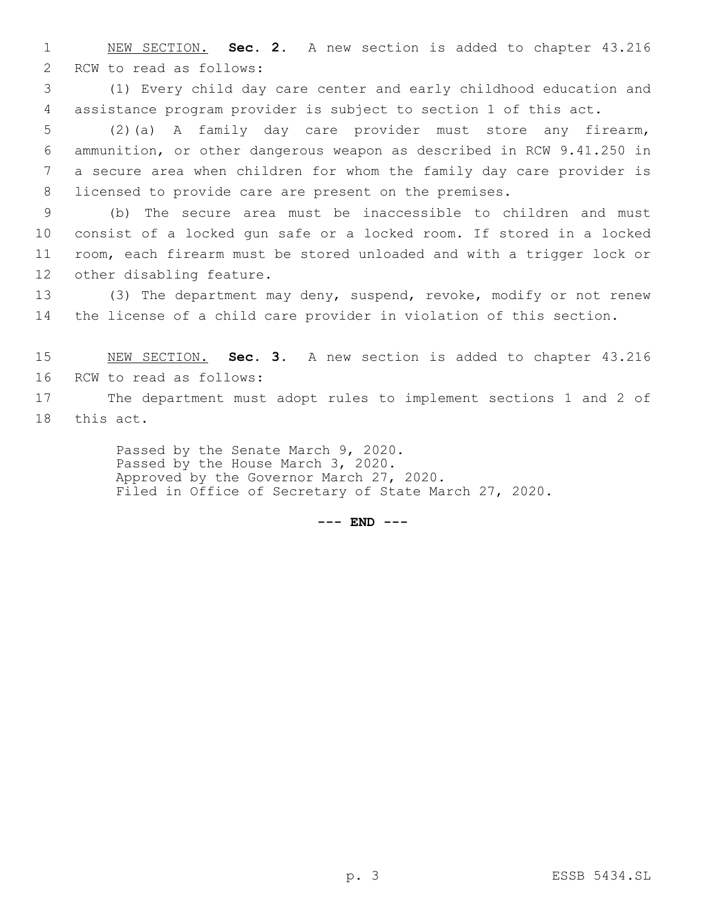NEW SECTION. **Sec. 2.** A new section is added to chapter 43.216 RCW to read as follows:

(1) Every child day care center and early childhood education and assistance program provider is subject to section 1 of this act.

(2)(a) A family day care provider must store any firearm, ammunition, or other dangerous weapon as described in RCW 9.41.250 in a secure area when children for whom the family day care provider is licensed to provide care are present on the premises.

(b) The secure area must be inaccessible to children and must consist of a locked gun safe or a locked room. If stored in a locked room, each firearm must be stored unloaded and with a trigger lock or other disabling feature.

(3) The department may deny, suspend, revoke, modify or not renew the license of a child care provider in violation of this section.

NEW SECTION. **Sec. 3.** A new section is added to chapter 43.216 RCW to read as follows:

The department must adopt rules to implement sections 1 and 2 of this act.

Passed by the Senate March 9, 2020.
Passed by the House March 3, 2020.
Approved by the Governor March 27, 2020.
Filed in Office of Secretary of State March 27, 2020.

**--- END ---**